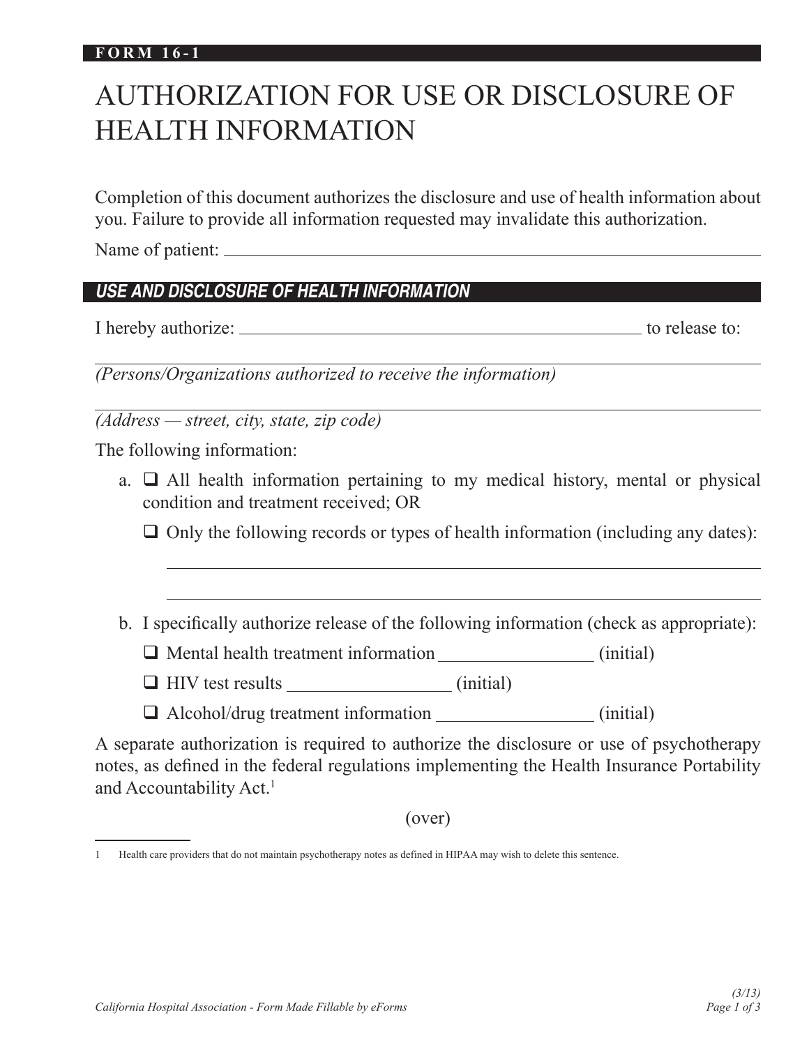**FORM 16-1**

# AUTHORIZATION FOR USE OR DISCLOSURE OF HEALTH INFORMATION

Completion of this document authorizes the disclosure and use of health information about you. Failure to provide all information requested may invalidate this authorization.

Name of patient: ______________________________________________

## USE AND DISCLOSURE OF HEALTH INFORMATION

I hereby authorize: ______________________________________ to release to:

______________________________________________________________

*(Persons/Organizations authorized to receive the information)*

______________________________________________________________

*(Address — street, city, state, zip code)*

The following information:

a. ☐ All health information pertaining to my medical history, mental or physical condition and treatment received; OR

   ☐ Only the following records or types of health information (including any dates):

   ______________________________________________________________

   ______________________________________________________________

b. I specifically authorize release of the following information (check as appropriate):

   ☐ Mental health treatment information _______________ (initial)

   ☐ HIV test results _______________ (initial)

   ☐ Alcohol/drug treatment information _______________ (initial)

A separate authorization is required to authorize the disclosure or use of psychotherapy notes, as defined in the federal regulations implementing the Health Insurance Portability and Accountability Act.[1]

(over)

---

1 Health care providers that do not maintain psychotherapy notes as defined in HIPAA may wish to delete this sentence.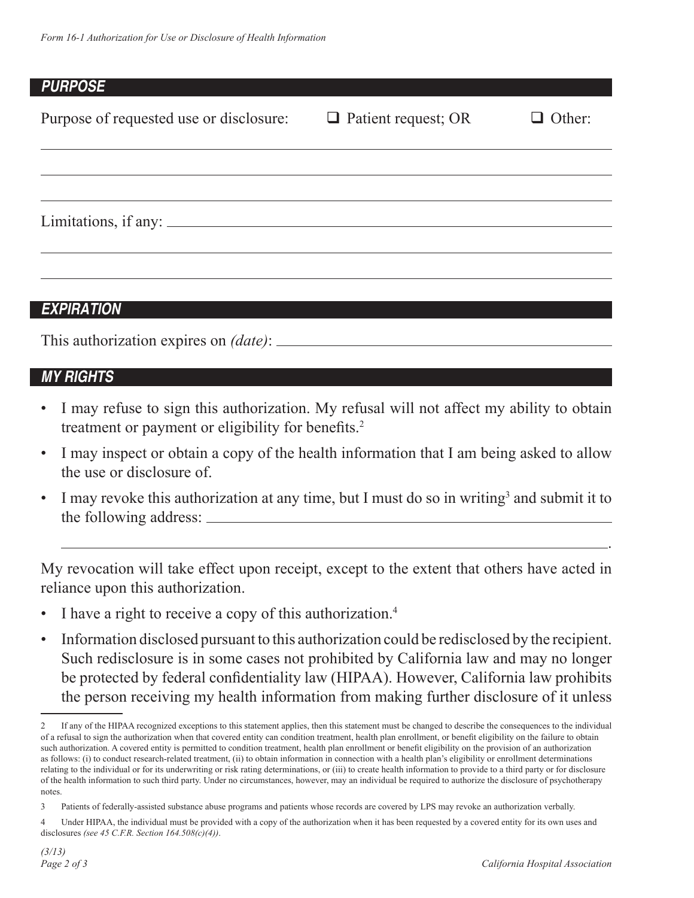## PURPOSE

Purpose of requested use or disclosure: ☐ Patient request; OR ☐ Other: ______________________

______________________________________________________________________

______________________________________________________________________

Limitations, if any: ______________________________________________________________________

______________________________________________________________________

______________________________________________________________________

## EXPIRATION

This authorization expires on *(date)*: ______________________________________________________________________

## MY RIGHTS

- I may refuse to sign this authorization. My refusal will not affect my ability to obtain treatment or payment or eligibility for benefits.[2]
- I may inspect or obtain a copy of the health information that I am being asked to allow the use or disclosure of.
- I may revoke this authorization at any time, but I must do so in writing[3] and submit it to the following address: ______________________________________________________________________

  ______________________________________________________________________.

My revocation will take effect upon receipt, except to the extent that others have acted in reliance upon this authorization.

- I have a right to receive a copy of this authorization.[4]
- Information disclosed pursuant to this authorization could be redisclosed by the recipient. Such redisclosure is in some cases not prohibited by California law and may no longer be protected by federal confidentiality law (HIPAA). However, California law prohibits the person receiving my health information from making further disclosure of it unless

---

[2] If any of the HIPAA recognized exceptions to this statement applies, then this statement must be changed to describe the consequences to the individual of a refusal to sign the authorization when that covered entity can condition treatment, health plan enrollment, or benefit eligibility on the failure to obtain such authorization. A covered entity is permitted to condition treatment, health plan enrollment or benefit eligibility on the provision of an authorization as follows: (i) to conduct research-related treatment, (ii) to obtain information in connection with a health plan's eligibility or enrollment determinations relating to the individual or for its underwriting or risk rating determinations, or (iii) to create health information to provide to a third party or for disclosure of the health information to such third party. Under no circumstances, however, may an individual be required to authorize the disclosure of psychotherapy notes.

[3] Patients of federally-assisted substance abuse programs and patients whose records are covered by LPS may revoke an authorization verbally.

[4] Under HIPAA, the individual must be provided with a copy of the authorization when it has been requested by a covered entity for its own uses and disclosures *(see 45 C.F.R. Section 164.508(c)(4))*.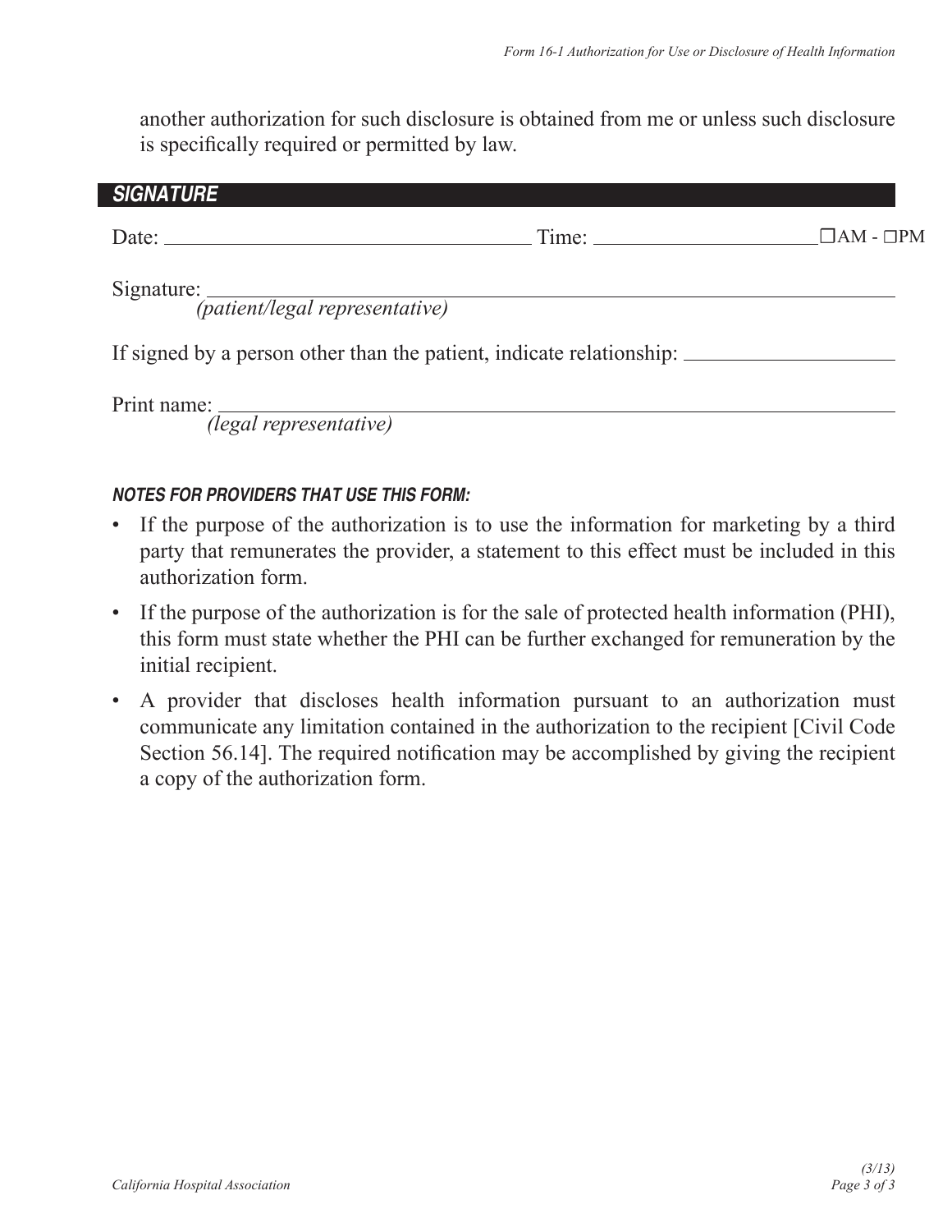another authorization for such disclosure is obtained from me or unless such disclosure is specifically required or permitted by law.

## SIGNATURE

Date: ___________________________________ Time: ______________________ ☐AM - ☐PM

Signature: ___________________________________________________________________
*(patient/legal representative)*

If signed by a person other than the patient, indicate relationship: ____________________

Print name: __________________________________________________________________
*(legal representative)*

### NOTES FOR PROVIDERS THAT USE THIS FORM:

- If the purpose of the authorization is to use the information for marketing by a third party that remunerates the provider, a statement to this effect must be included in this authorization form.
- If the purpose of the authorization is for the sale of protected health information (PHI), this form must state whether the PHI can be further exchanged for remuneration by the initial recipient.
- A provider that discloses health information pursuant to an authorization must communicate any limitation contained in the authorization to the recipient [Civil Code Section 56.14]. The required notification may be accomplished by giving the recipient a copy of the authorization form.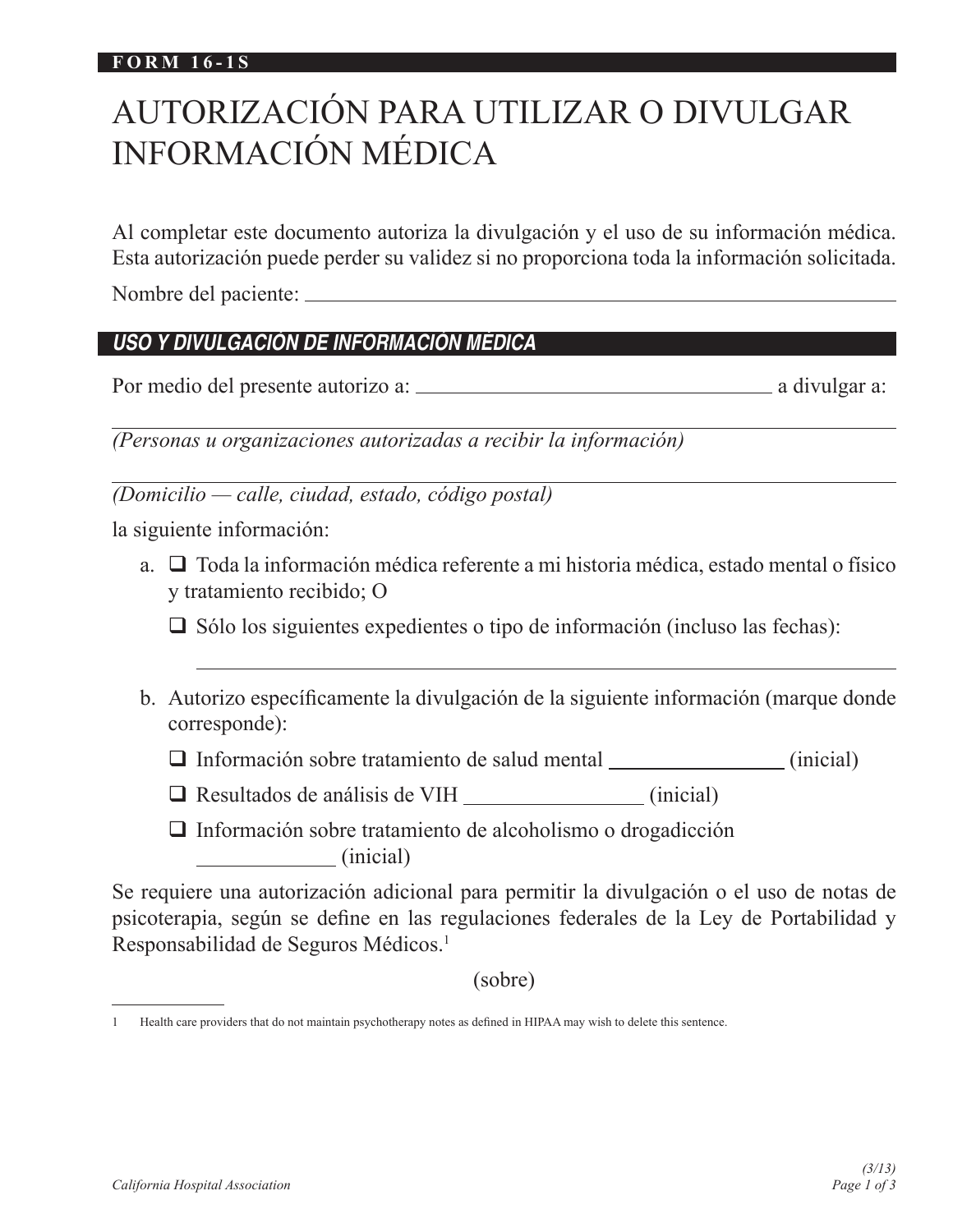**FORM 16-1S**

# AUTORIZACIÓN PARA UTILIZAR O DIVULGAR INFORMACIÓN MÉDICA

Al completar este documento autoriza la divulgación y el uso de su información médica. Esta autorización puede perder su validez si no proporciona toda la información solicitada.

Nombre del paciente: ______________________________________________

## *USO Y DIVULGACIÓN DE INFORMACIÓN MÉDICA*

Por medio del presente autorizo a: ______________________________ a divulgar a:

______________________________________________
*(Personas u organizaciones autorizadas a recibir la información)*

______________________________________________
*(Domicilio — calle, ciudad, estado, código postal)*

la siguiente información:

a. ☐ Toda la información médica referente a mi historia médica, estado mental o físico y tratamiento recibido; O

   ☐ Sólo los siguientes expedientes o tipo de información (incluso las fechas):

   ______________________________________________

b. Autorizo específicamente la divulgación de la siguiente información (marque donde corresponde):

   ☐ Información sobre tratamiento de salud mental ______________ (inicial)

   ☐ Resultados de análisis de VIH ______________ (inicial)

   ☐ Información sobre tratamiento de alcoholismo o drogadicción ______________ (inicial)

Se requiere una autorización adicional para permitir la divulgación o el uso de notas de psicoterapia, según se define en las regulaciones federales de la Ley de Portabilidad y Responsabilidad de Seguros Médicos.[1]

(sobre)

---

1 Health care providers that do not maintain psychotherapy notes as defined in HIPAA may wish to delete this sentence.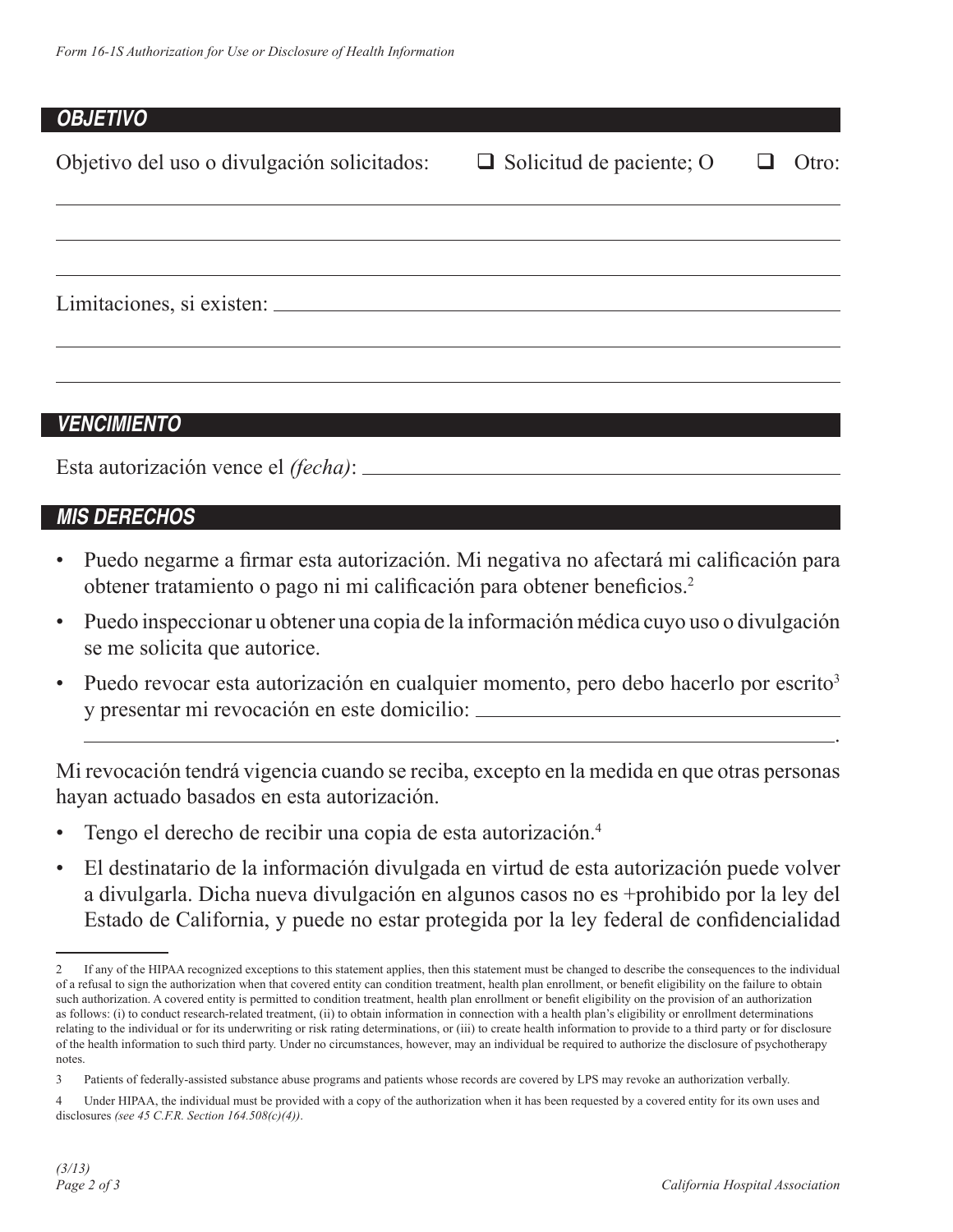## *OBJETIVO*

Objetivo del uso o divulgación solicitados: ☐ Solicitud de paciente; O ☐ Otro:

\_\_\_\_\_\_\_\_\_\_\_\_\_\_\_\_\_\_\_\_\_\_\_\_\_\_\_\_\_\_\_\_\_\_\_\_\_\_\_\_\_\_\_\_\_\_\_\_\_\_\_\_\_\_\_\_\_\_\_\_

\_\_\_\_\_\_\_\_\_\_\_\_\_\_\_\_\_\_\_\_\_\_\_\_\_\_\_\_\_\_\_\_\_\_\_\_\_\_\_\_\_\_\_\_\_\_\_\_\_\_\_\_\_\_\_\_\_\_\_\_

\_\_\_\_\_\_\_\_\_\_\_\_\_\_\_\_\_\_\_\_\_\_\_\_\_\_\_\_\_\_\_\_\_\_\_\_\_\_\_\_\_\_\_\_\_\_\_\_\_\_\_\_\_\_\_\_\_\_\_\_

Limitaciones, si existen: \_\_\_\_\_\_\_\_\_\_\_\_\_\_\_\_\_\_\_\_\_\_\_\_\_\_\_\_\_\_\_\_\_\_\_\_\_\_\_\_

\_\_\_\_\_\_\_\_\_\_\_\_\_\_\_\_\_\_\_\_\_\_\_\_\_\_\_\_\_\_\_\_\_\_\_\_\_\_\_\_\_\_\_\_\_\_\_\_\_\_\_\_\_\_\_\_\_\_\_\_

\_\_\_\_\_\_\_\_\_\_\_\_\_\_\_\_\_\_\_\_\_\_\_\_\_\_\_\_\_\_\_\_\_\_\_\_\_\_\_\_\_\_\_\_\_\_\_\_\_\_\_\_\_\_\_\_\_\_\_\_

## *VENCIMIENTO*

Esta autorización vence el *(fecha)*: \_\_\_\_\_\_\_\_\_\_\_\_\_\_\_\_\_\_\_\_\_\_\_\_\_\_\_\_\_\_\_\_\_\_\_\_

## *MIS DERECHOS*

- Puedo negarme a firmar esta autorización. Mi negativa no afectará mi calificación para obtener tratamiento o pago ni mi calificación para obtener beneficios.[2]
- Puedo inspeccionar u obtener una copia de la información médica cuyo uso o divulgación se me solicita que autorice.
- Puedo revocar esta autorización en cualquier momento, pero debo hacerlo por escrito[3] y presentar mi revocación en este domicilio: \_\_\_\_\_\_\_\_\_\_\_\_\_\_\_\_\_\_\_\_\_\_\_\_\_\_\_\_\_\_\_\_
  \_\_\_\_\_\_\_\_\_\_\_\_\_\_\_\_\_\_\_\_\_\_\_\_\_\_\_\_\_\_\_\_\_\_\_\_\_\_\_\_\_\_\_\_\_\_\_\_\_\_\_\_\_\_\_\_\_\_\_\_.

Mi revocación tendrá vigencia cuando se reciba, excepto en la medida en que otras personas hayan actuado basados en esta autorización.

- Tengo el derecho de recibir una copia de esta autorización.[4]
- El destinatario de la información divulgada en virtud de esta autorización puede volver a divulgarla. Dicha nueva divulgación en algunos casos no es +prohibido por la ley del Estado de California, y puede no estar protegida por la ley federal de confidencialidad

---

2 If any of the HIPAA recognized exceptions to this statement applies, then this statement must be changed to describe the consequences to the individual of a refusal to sign the authorization when that covered entity can condition treatment, health plan enrollment, or benefit eligibility on the failure to obtain such authorization. A covered entity is permitted to condition treatment, health plan enrollment or benefit eligibility on the provision of an authorization as follows: (i) to conduct research-related treatment, (ii) to obtain information in connection with a health plan's eligibility or enrollment determinations relating to the individual or for its underwriting or risk rating determinations, or (iii) to create health information to provide to a third party or for disclosure of the health information to such third party. Under no circumstances, however, may an individual be required to authorize the disclosure of psychotherapy notes.

3 Patients of federally-assisted substance abuse programs and patients whose records are covered by LPS may revoke an authorization verbally.

4 Under HIPAA, the individual must be provided with a copy of the authorization when it has been requested by a covered entity for its own uses and disclosures *(see 45 C.F.R. Section 164.508(c)(4))*.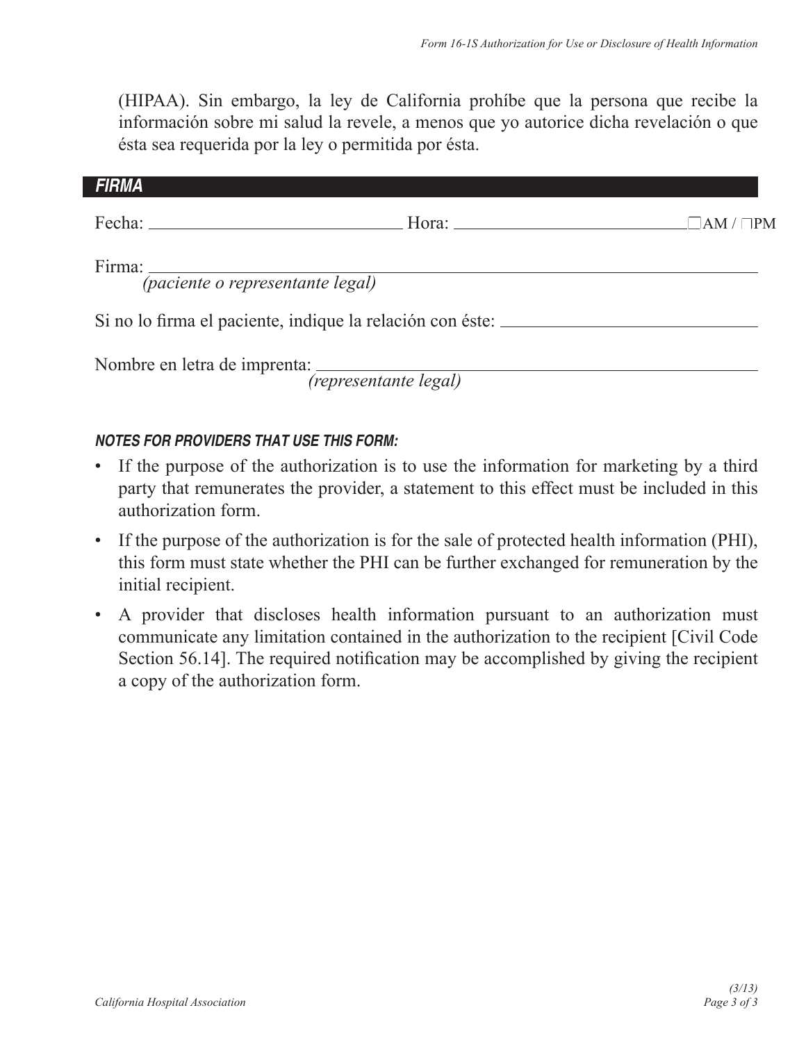(HIPAA). Sin embargo, la ley de California prohíbe que la persona que recibe la información sobre mi salud la revele, a menos que yo autorice dicha revelación o que ésta sea requerida por la ley o permitida por ésta.

## FIRMA

Fecha: ______________________________ Hora: ______________________________ ☐AM / ☐PM

Firma: ____________________________________________________________
*(paciente o representante legal)*

Si no lo firma el paciente, indique la relación con éste: ______________________________

Nombre en letra de imprenta: ____________________________________________
*(representante legal)*

***NOTES FOR PROVIDERS THAT USE THIS FORM:***

- If the purpose of the authorization is to use the information for marketing by a third party that remunerates the provider, a statement to this effect must be included in this authorization form.
- If the purpose of the authorization is for the sale of protected health information (PHI), this form must state whether the PHI can be further exchanged for remuneration by the initial recipient.
- A provider that discloses health information pursuant to an authorization must communicate any limitation contained in the authorization to the recipient [Civil Code Section 56.14]. The required notification may be accomplished by giving the recipient a copy of the authorization form.